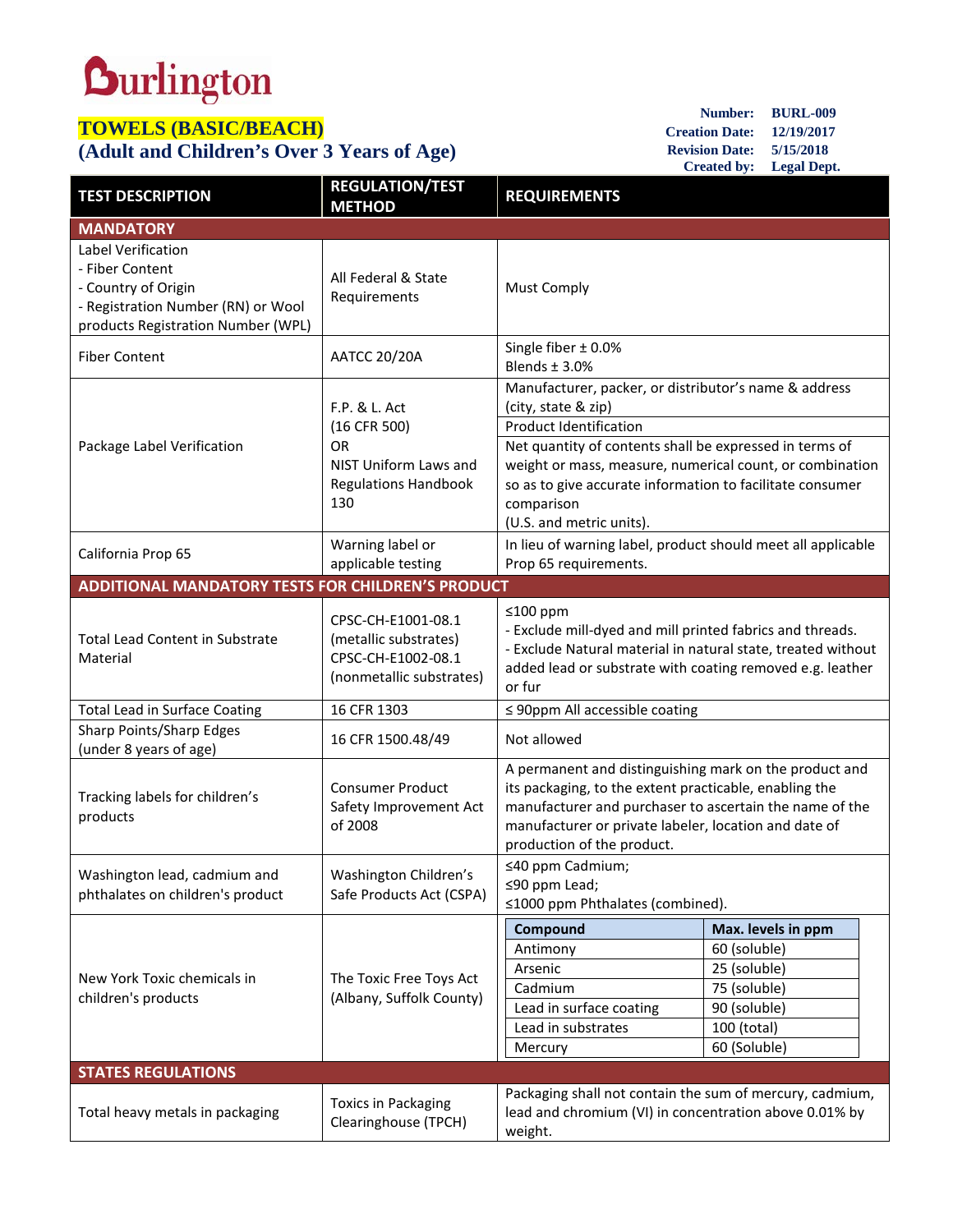Burlington

# TOWELS (BASIC/BEACH)
## (Adult and Children's Over 3 Years of Age)

**Number:** BURL-009
**Creation Date:** 12/19/2017
**Revision Date:** 5/15/2018
**Created by:** Legal Dept.

| TEST DESCRIPTION | REGULATION/TEST METHOD | REQUIREMENTS |
|---|---|---|
| **MANDATORY** | | |
| Label Verification<br>- Fiber Content<br>- Country of Origin<br>- Registration Number (RN) or Wool products Registration Number (WPL) | All Federal & State Requirements | Must Comply |
| Fiber Content | AATCC 20/20A | Single fiber ± 0.0%<br>Blends ± 3.0% |
| Package Label Verification | F.P. & L. Act<br>(16 CFR 500)<br>OR<br>NIST Uniform Laws and Regulations Handbook 130 | Manufacturer, packer, or distributor's name & address (city, state & zip)<br>Product Identification<br>Net quantity of contents shall be expressed in terms of weight or mass, measure, numerical count, or combination so as to give accurate information to facilitate consumer comparison<br>(U.S. and metric units). |
| California Prop 65 | Warning label or applicable testing | In lieu of warning label, product should meet all applicable Prop 65 requirements. |
| **ADDITIONAL MANDATORY TESTS FOR CHILDREN'S PRODUCT** | | |
| Total Lead Content in Substrate Material | CPSC-CH-E1001-08.1 (metallic substrates)<br>CPSC-CH-E1002-08.1 (nonmetallic substrates) | ≤100 ppm<br>- Exclude mill-dyed and mill printed fabrics and threads.<br>- Exclude Natural material in natural state, treated without added lead or substrate with coating removed e.g. leather or fur |
| Total Lead in Surface Coating | 16 CFR 1303 | ≤ 90ppm All accessible coating |
| Sharp Points/Sharp Edges (under 8 years of age) | 16 CFR 1500.48/49 | Not allowed |
| Tracking labels for children's products | Consumer Product Safety Improvement Act of 2008 | A permanent and distinguishing mark on the product and its packaging, to the extent practicable, enabling the manufacturer and purchaser to ascertain the name of the manufacturer or private labeler, location and date of production of the product. |
| Washington lead, cadmium and phthalates on children's product | Washington Children's Safe Products Act (CSPA) | ≤40 ppm Cadmium;<br>≤90 ppm Lead;<br>≤1000 ppm Phthalates (combined). |
| New York Toxic chemicals in children's products | The Toxic Free Toys Act (Albany, Suffolk County) | **Compound** — **Max. levels in ppm**<br>Antimony — 60 (soluble)<br>Arsenic — 25 (soluble)<br>Cadmium — 75 (soluble)<br>Lead in surface coating — 90 (soluble)<br>Lead in substrates — 100 (total)<br>Mercury — 60 (Soluble) |
| **STATES REGULATIONS** | | |
| Total heavy metals in packaging | Toxics in Packaging Clearinghouse (TPCH) | Packaging shall not contain the sum of mercury, cadmium, lead and chromium (VI) in concentration above 0.01% by weight. |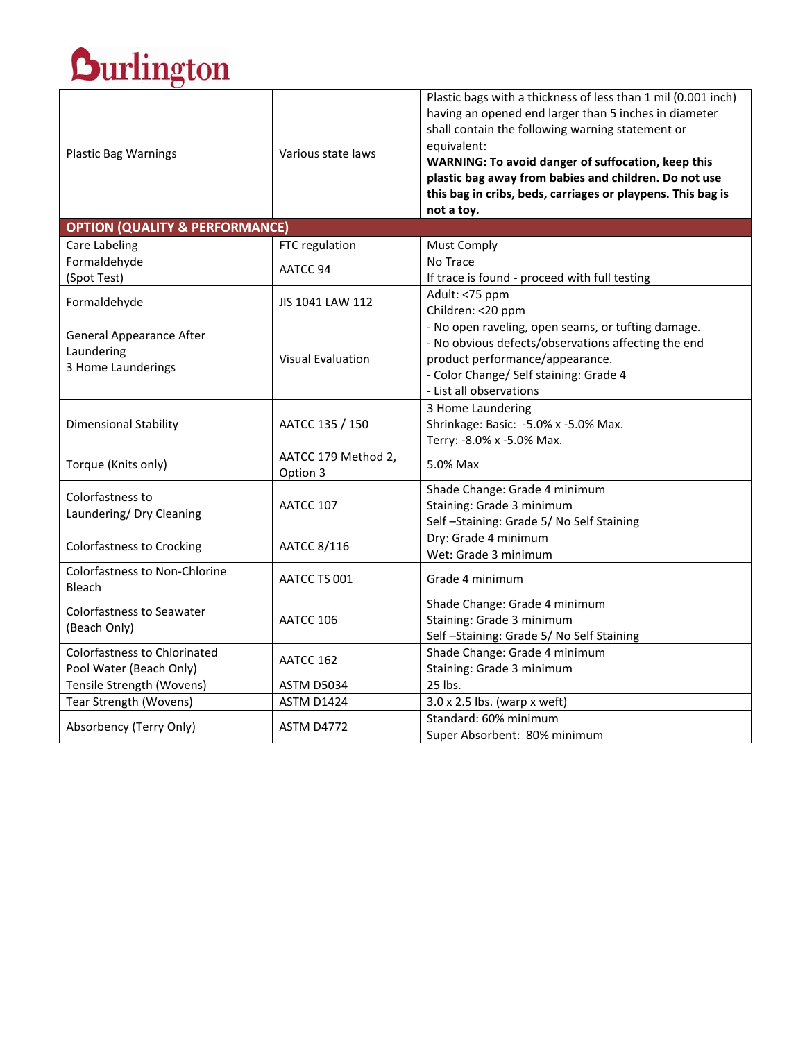| | | |
|---|---|---|
| Plastic Bag Warnings | Various state laws | Plastic bags with a thickness of less than 1 mil (0.001 inch) having an opened end larger than 5 inches in diameter shall contain the following warning statement or equivalent: **WARNING: To avoid danger of suffocation, keep this plastic bag away from babies and children. Do not use this bag in cribs, beds, carriages or playpens. This bag is not a toy.** |
| **OPTION (QUALITY & PERFORMANCE)** | | |
| Care Labeling | FTC regulation | Must Comply |
| Formaldehyde (Spot Test) | AATCC 94 | No Trace<br>If trace is found - proceed with full testing |
| Formaldehyde | JIS 1041 LAW 112 | Adult: <75 ppm<br>Children: <20 ppm |
| General Appearance After Laundering<br>3 Home Launderings | Visual Evaluation | - No open raveling, open seams, or tufting damage.<br>- No obvious defects/observations affecting the end product performance/appearance.<br>- Color Change/ Self staining: Grade 4<br>- List all observations |
| Dimensional Stability | AATCC 135 / 150 | 3 Home Laundering<br>Shrinkage: Basic: -5.0% x -5.0% Max.<br>Terry: -8.0% x -5.0% Max. |
| Torque (Knits only) | AATCC 179 Method 2, Option 3 | 5.0% Max |
| Colorfastness to Laundering/ Dry Cleaning | AATCC 107 | Shade Change: Grade 4 minimum<br>Staining: Grade 3 minimum<br>Self –Staining: Grade 5/ No Self Staining |
| Colorfastness to Crocking | AATCC 8/116 | Dry: Grade 4 minimum<br>Wet: Grade 3 minimum |
| Colorfastness to Non-Chlorine Bleach | AATCC TS 001 | Grade 4 minimum |
| Colorfastness to Seawater (Beach Only) | AATCC 106 | Shade Change: Grade 4 minimum<br>Staining: Grade 3 minimum<br>Self –Staining: Grade 5/ No Self Staining |
| Colorfastness to Chlorinated Pool Water (Beach Only) | AATCC 162 | Shade Change: Grade 4 minimum<br>Staining: Grade 3 minimum |
| Tensile Strength (Wovens) | ASTM D5034 | 25 lbs. |
| Tear Strength (Wovens) | ASTM D1424 | 3.0 x 2.5 lbs. (warp x weft) |
| Absorbency (Terry Only) | ASTM D4772 | Standard: 60% minimum<br>Super Absorbent: 80% minimum |